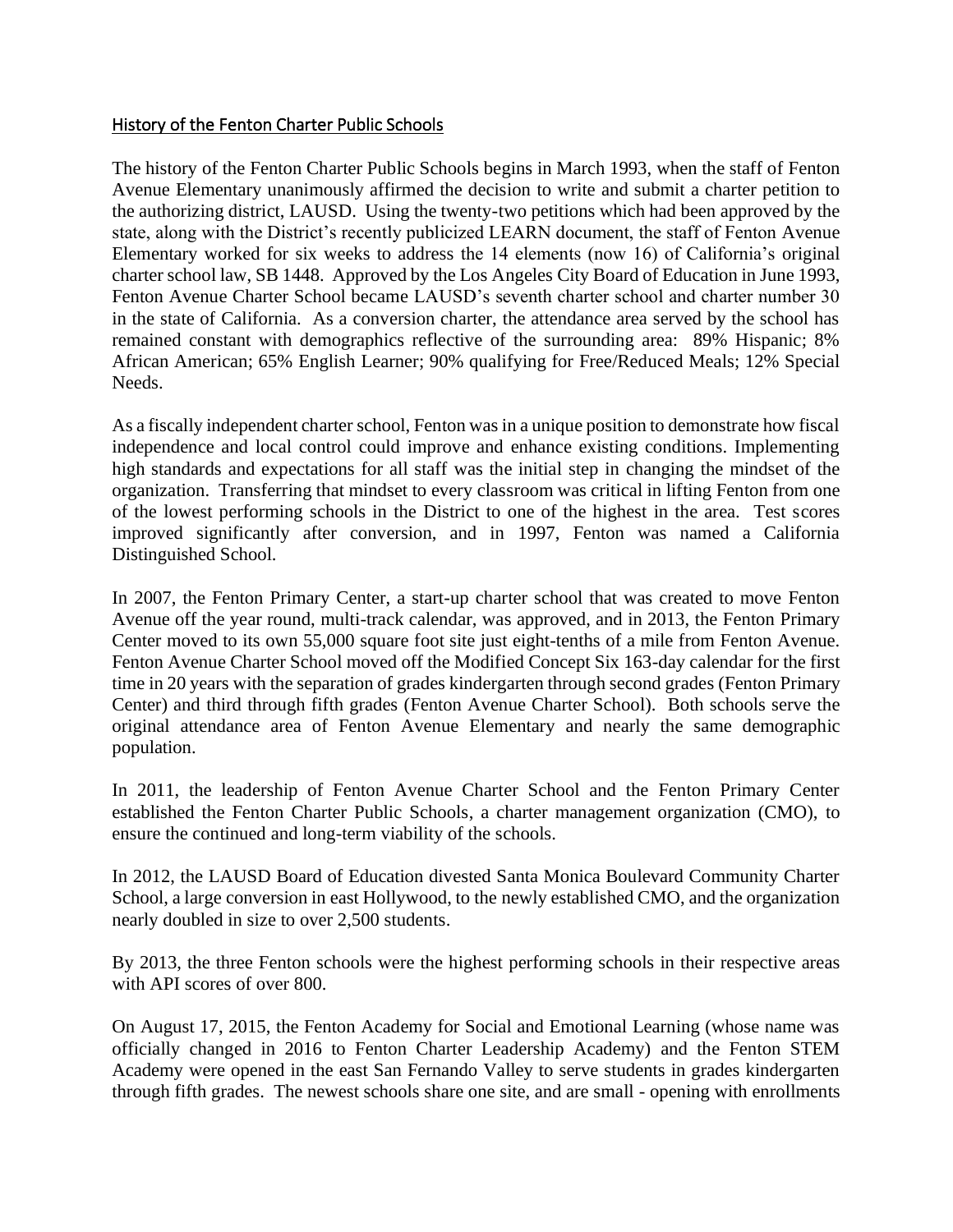## History of the Fenton Charter Public Schools

The history of the Fenton Charter Public Schools begins in March 1993, when the staff of Fenton Avenue Elementary unanimously affirmed the decision to write and submit a charter petition to the authorizing district, LAUSD. Using the twenty-two petitions which had been approved by the state, along with the District's recently publicized LEARN document, the staff of Fenton Avenue Elementary worked for six weeks to address the 14 elements (now 16) of California's original charter school law, SB 1448. Approved by the Los Angeles City Board of Education in June 1993, Fenton Avenue Charter School became LAUSD's seventh charter school and charter number 30 in the state of California. As a conversion charter, the attendance area served by the school has remained constant with demographics reflective of the surrounding area: 89% Hispanic; 8% African American; 65% English Learner; 90% qualifying for Free/Reduced Meals; 12% Special Needs.

As a fiscally independent charter school, Fenton was in a unique position to demonstrate how fiscal independence and local control could improve and enhance existing conditions. Implementing high standards and expectations for all staff was the initial step in changing the mindset of the organization. Transferring that mindset to every classroom was critical in lifting Fenton from one of the lowest performing schools in the District to one of the highest in the area. Test scores improved significantly after conversion, and in 1997, Fenton was named a California Distinguished School.

In 2007, the Fenton Primary Center, a start-up charter school that was created to move Fenton Avenue off the year round, multi-track calendar, was approved, and in 2013, the Fenton Primary Center moved to its own 55,000 square foot site just eight-tenths of a mile from Fenton Avenue. Fenton Avenue Charter School moved off the Modified Concept Six 163-day calendar for the first time in 20 years with the separation of grades kindergarten through second grades (Fenton Primary Center) and third through fifth grades (Fenton Avenue Charter School). Both schools serve the original attendance area of Fenton Avenue Elementary and nearly the same demographic population.

In 2011, the leadership of Fenton Avenue Charter School and the Fenton Primary Center established the Fenton Charter Public Schools, a charter management organization (CMO), to ensure the continued and long-term viability of the schools.

In 2012, the LAUSD Board of Education divested Santa Monica Boulevard Community Charter School, a large conversion in east Hollywood, to the newly established CMO, and the organization nearly doubled in size to over 2,500 students.

By 2013, the three Fenton schools were the highest performing schools in their respective areas with API scores of over 800.

On August 17, 2015, the Fenton Academy for Social and Emotional Learning (whose name was officially changed in 2016 to Fenton Charter Leadership Academy) and the Fenton STEM Academy were opened in the east San Fernando Valley to serve students in grades kindergarten through fifth grades. The newest schools share one site, and are small - opening with enrollments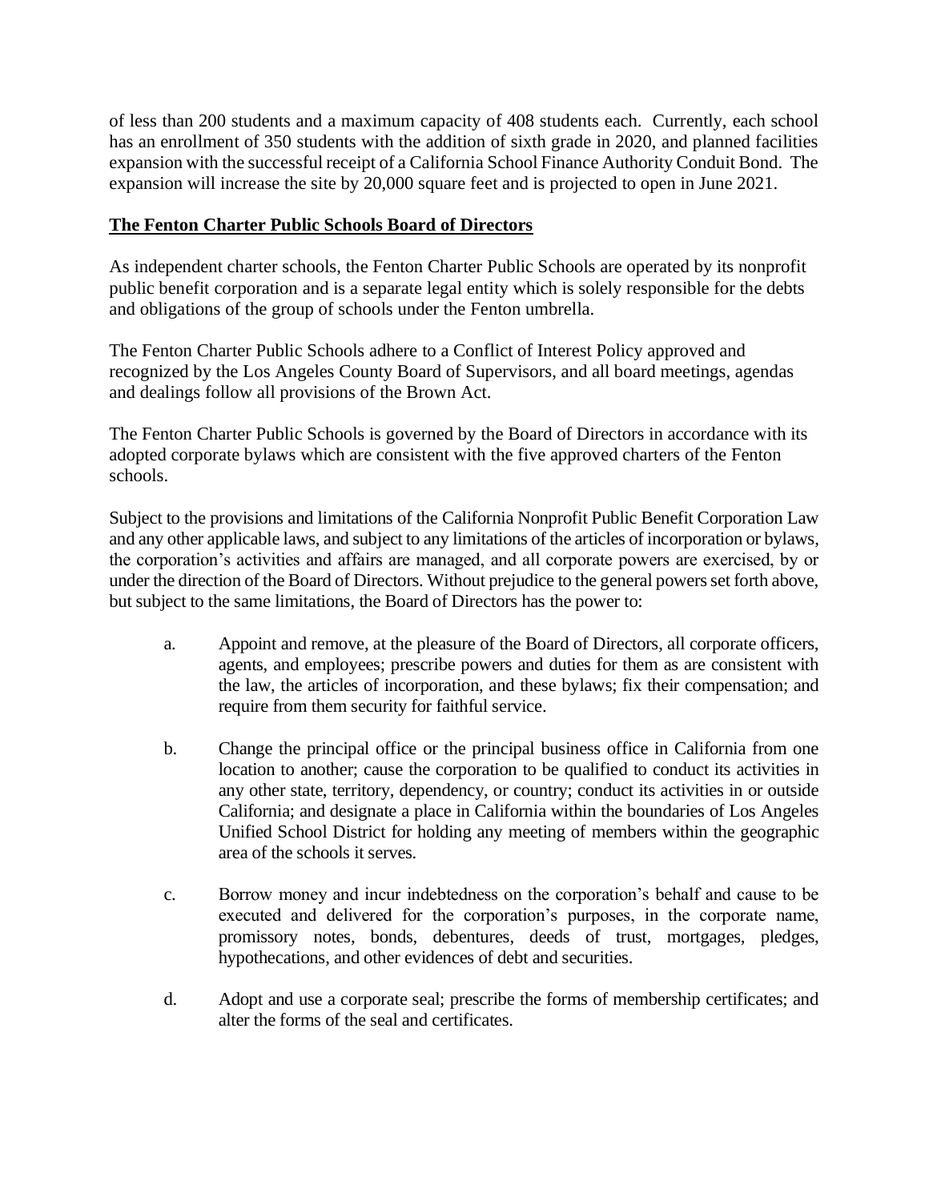of less than 200 students and a maximum capacity of 408 students each. Currently, each school has an enrollment of 350 students with the addition of sixth grade in 2020, and planned facilities expansion with the successful receipt of a California School Finance Authority Conduit Bond. The expansion will increase the site by 20,000 square feet and is projected to open in June 2021.

## The Fenton Charter Public Schools Board of Directors

As independent charter schools, the Fenton Charter Public Schools are operated by its nonprofit public benefit corporation and is a separate legal entity which is solely responsible for the debts and obligations of the group of schools under the Fenton umbrella.

The Fenton Charter Public Schools adhere to a Conflict of Interest Policy approved and recognized by the Los Angeles County Board of Supervisors, and all board meetings, agendas and dealings follow all provisions of the Brown Act.

The Fenton Charter Public Schools is governed by the Board of Directors in accordance with its adopted corporate bylaws which are consistent with the five approved charters of the Fenton schools.

Subject to the provisions and limitations of the California Nonprofit Public Benefit Corporation Law and any other applicable laws, and subject to any limitations of the articles of incorporation or bylaws, the corporation's activities and affairs are managed, and all corporate powers are exercised, by or under the direction of the Board of Directors. Without prejudice to the general powers set forth above, but subject to the same limitations, the Board of Directors has the power to:

a. Appoint and remove, at the pleasure of the Board of Directors, all corporate officers, agents, and employees; prescribe powers and duties for them as are consistent with the law, the articles of incorporation, and these bylaws; fix their compensation; and require from them security for faithful service.

b. Change the principal office or the principal business office in California from one location to another; cause the corporation to be qualified to conduct its activities in any other state, territory, dependency, or country; conduct its activities in or outside California; and designate a place in California within the boundaries of Los Angeles Unified School District for holding any meeting of members within the geographic area of the schools it serves.

c. Borrow money and incur indebtedness on the corporation's behalf and cause to be executed and delivered for the corporation's purposes, in the corporate name, promissory notes, bonds, debentures, deeds of trust, mortgages, pledges, hypothecations, and other evidences of debt and securities.

d. Adopt and use a corporate seal; prescribe the forms of membership certificates; and alter the forms of the seal and certificates.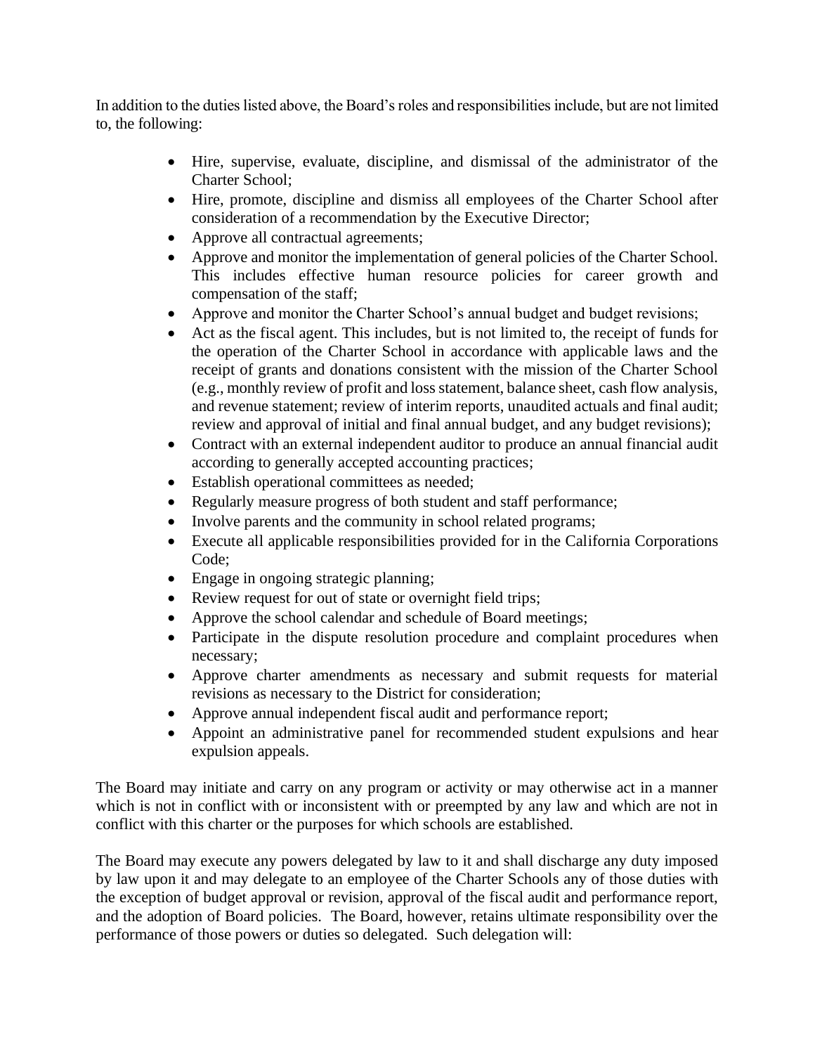In addition to the duties listed above, the Board's roles and responsibilities include, but are not limited to, the following:

- Hire, supervise, evaluate, discipline, and dismissal of the administrator of the Charter School;
- Hire, promote, discipline and dismiss all employees of the Charter School after consideration of a recommendation by the Executive Director;
- Approve all contractual agreements;
- Approve and monitor the implementation of general policies of the Charter School. This includes effective human resource policies for career growth and compensation of the staff;
- Approve and monitor the Charter School's annual budget and budget revisions;
- Act as the fiscal agent. This includes, but is not limited to, the receipt of funds for the operation of the Charter School in accordance with applicable laws and the receipt of grants and donations consistent with the mission of the Charter School (e.g., monthly review of profit and loss statement, balance sheet, cash flow analysis, and revenue statement; review of interim reports, unaudited actuals and final audit; review and approval of initial and final annual budget, and any budget revisions);
- Contract with an external independent auditor to produce an annual financial audit according to generally accepted accounting practices;
- Establish operational committees as needed;
- Regularly measure progress of both student and staff performance;
- Involve parents and the community in school related programs;
- Execute all applicable responsibilities provided for in the California Corporations Code;
- Engage in ongoing strategic planning;
- Review request for out of state or overnight field trips;
- Approve the school calendar and schedule of Board meetings;
- Participate in the dispute resolution procedure and complaint procedures when necessary;
- Approve charter amendments as necessary and submit requests for material revisions as necessary to the District for consideration;
- Approve annual independent fiscal audit and performance report;
- Appoint an administrative panel for recommended student expulsions and hear expulsion appeals.

The Board may initiate and carry on any program or activity or may otherwise act in a manner which is not in conflict with or inconsistent with or preempted by any law and which are not in conflict with this charter or the purposes for which schools are established.

The Board may execute any powers delegated by law to it and shall discharge any duty imposed by law upon it and may delegate to an employee of the Charter Schools any of those duties with the exception of budget approval or revision, approval of the fiscal audit and performance report, and the adoption of Board policies. The Board, however, retains ultimate responsibility over the performance of those powers or duties so delegated. Such delegation will: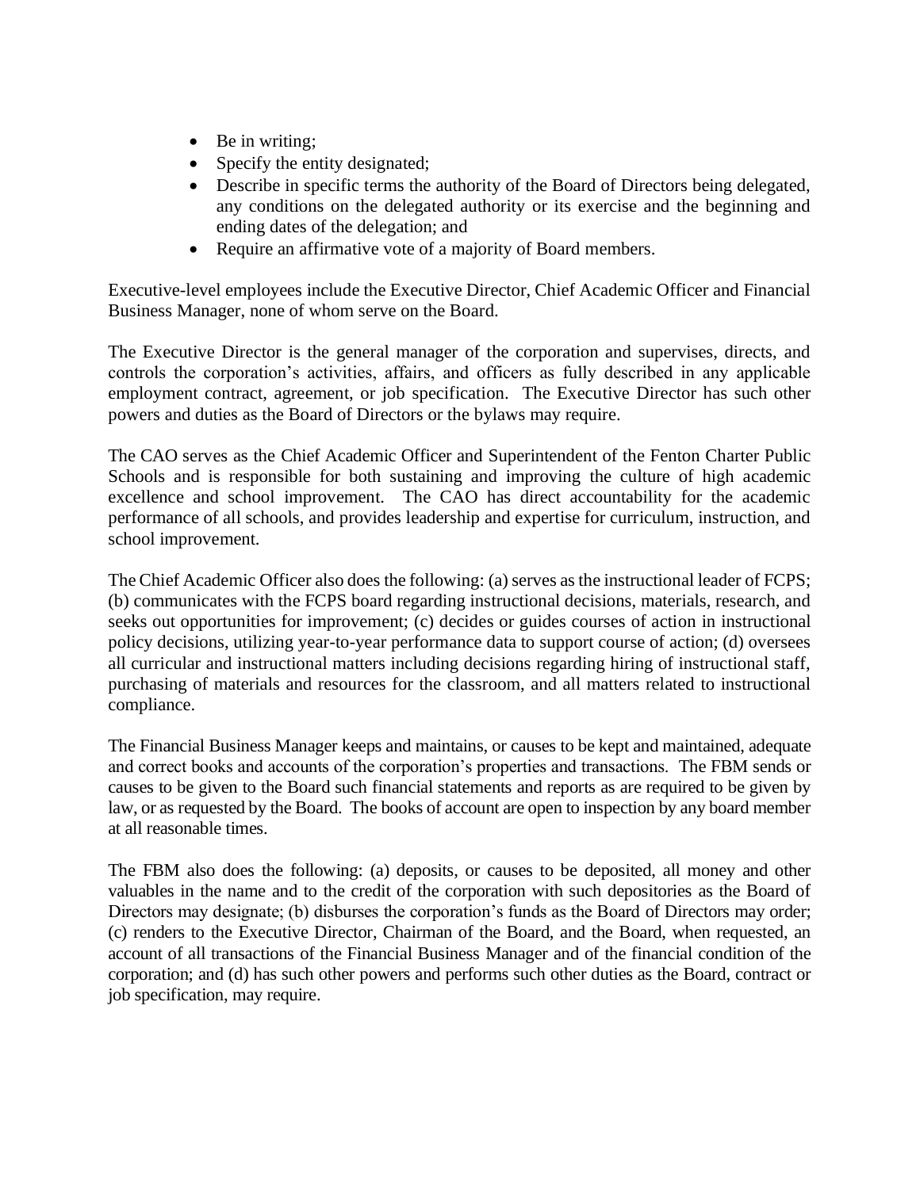- Be in writing;
- Specify the entity designated;
- Describe in specific terms the authority of the Board of Directors being delegated, any conditions on the delegated authority or its exercise and the beginning and ending dates of the delegation; and
- Require an affirmative vote of a majority of Board members.

Executive-level employees include the Executive Director, Chief Academic Officer and Financial Business Manager, none of whom serve on the Board.

The Executive Director is the general manager of the corporation and supervises, directs, and controls the corporation's activities, affairs, and officers as fully described in any applicable employment contract, agreement, or job specification. The Executive Director has such other powers and duties as the Board of Directors or the bylaws may require.

The CAO serves as the Chief Academic Officer and Superintendent of the Fenton Charter Public Schools and is responsible for both sustaining and improving the culture of high academic excellence and school improvement. The CAO has direct accountability for the academic performance of all schools, and provides leadership and expertise for curriculum, instruction, and school improvement.

The Chief Academic Officer also does the following: (a) serves as the instructional leader of FCPS; (b) communicates with the FCPS board regarding instructional decisions, materials, research, and seeks out opportunities for improvement; (c) decides or guides courses of action in instructional policy decisions, utilizing year-to-year performance data to support course of action; (d) oversees all curricular and instructional matters including decisions regarding hiring of instructional staff, purchasing of materials and resources for the classroom, and all matters related to instructional compliance.

The Financial Business Manager keeps and maintains, or causes to be kept and maintained, adequate and correct books and accounts of the corporation's properties and transactions. The FBM sends or causes to be given to the Board such financial statements and reports as are required to be given by law, or as requested by the Board. The books of account are open to inspection by any board member at all reasonable times.

The FBM also does the following: (a) deposits, or causes to be deposited, all money and other valuables in the name and to the credit of the corporation with such depositories as the Board of Directors may designate; (b) disburses the corporation's funds as the Board of Directors may order; (c) renders to the Executive Director, Chairman of the Board, and the Board, when requested, an account of all transactions of the Financial Business Manager and of the financial condition of the corporation; and (d) has such other powers and performs such other duties as the Board, contract or job specification, may require.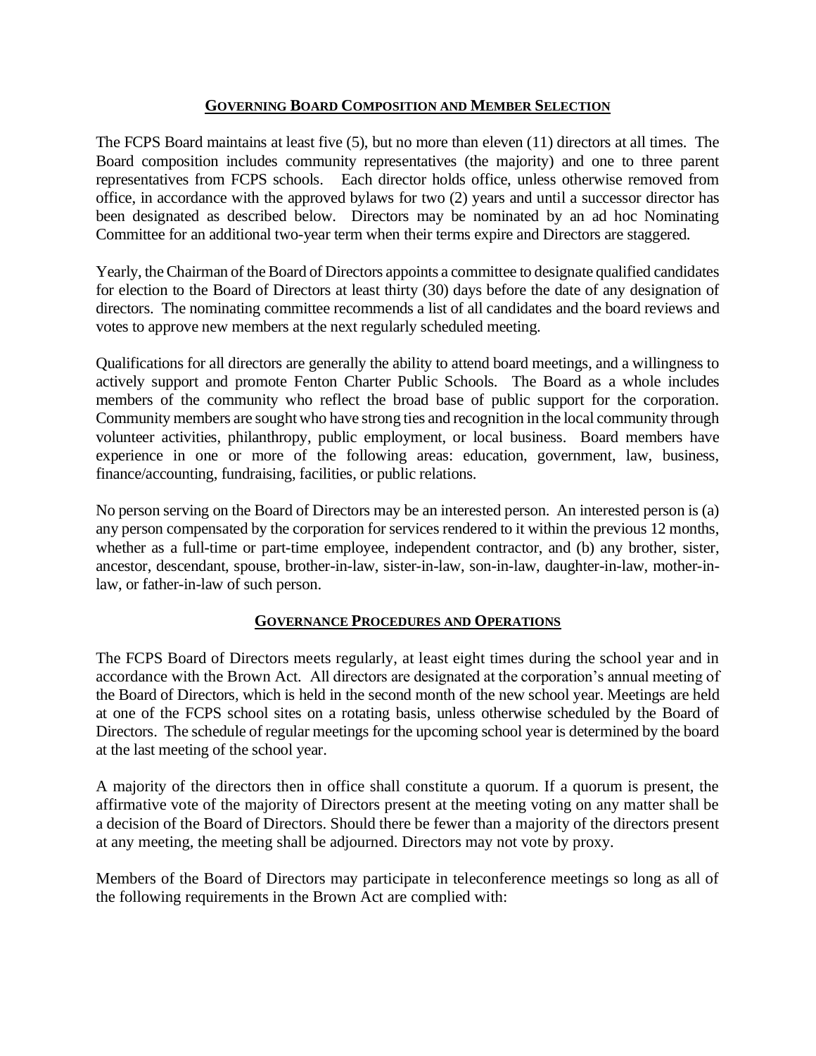## GOVERNING BOARD COMPOSITION AND MEMBER SELECTION

The FCPS Board maintains at least five (5), but no more than eleven (11) directors at all times. The Board composition includes community representatives (the majority) and one to three parent representatives from FCPS schools. Each director holds office, unless otherwise removed from office, in accordance with the approved bylaws for two (2) years and until a successor director has been designated as described below. Directors may be nominated by an ad hoc Nominating Committee for an additional two-year term when their terms expire and Directors are staggered.

Yearly, the Chairman of the Board of Directors appoints a committee to designate qualified candidates for election to the Board of Directors at least thirty (30) days before the date of any designation of directors. The nominating committee recommends a list of all candidates and the board reviews and votes to approve new members at the next regularly scheduled meeting.

Qualifications for all directors are generally the ability to attend board meetings, and a willingness to actively support and promote Fenton Charter Public Schools. The Board as a whole includes members of the community who reflect the broad base of public support for the corporation. Community members are sought who have strong ties and recognition in the local community through volunteer activities, philanthropy, public employment, or local business. Board members have experience in one or more of the following areas: education, government, law, business, finance/accounting, fundraising, facilities, or public relations.

No person serving on the Board of Directors may be an interested person. An interested person is (a) any person compensated by the corporation for services rendered to it within the previous 12 months, whether as a full-time or part-time employee, independent contractor, and (b) any brother, sister, ancestor, descendant, spouse, brother-in-law, sister-in-law, son-in-law, daughter-in-law, mother-in-law, or father-in-law of such person.

## GOVERNANCE PROCEDURES AND OPERATIONS

The FCPS Board of Directors meets regularly, at least eight times during the school year and in accordance with the Brown Act. All directors are designated at the corporation's annual meeting of the Board of Directors, which is held in the second month of the new school year. Meetings are held at one of the FCPS school sites on a rotating basis, unless otherwise scheduled by the Board of Directors. The schedule of regular meetings for the upcoming school year is determined by the board at the last meeting of the school year.

A majority of the directors then in office shall constitute a quorum. If a quorum is present, the affirmative vote of the majority of Directors present at the meeting voting on any matter shall be a decision of the Board of Directors. Should there be fewer than a majority of the directors present at any meeting, the meeting shall be adjourned. Directors may not vote by proxy.

Members of the Board of Directors may participate in teleconference meetings so long as all of the following requirements in the Brown Act are complied with: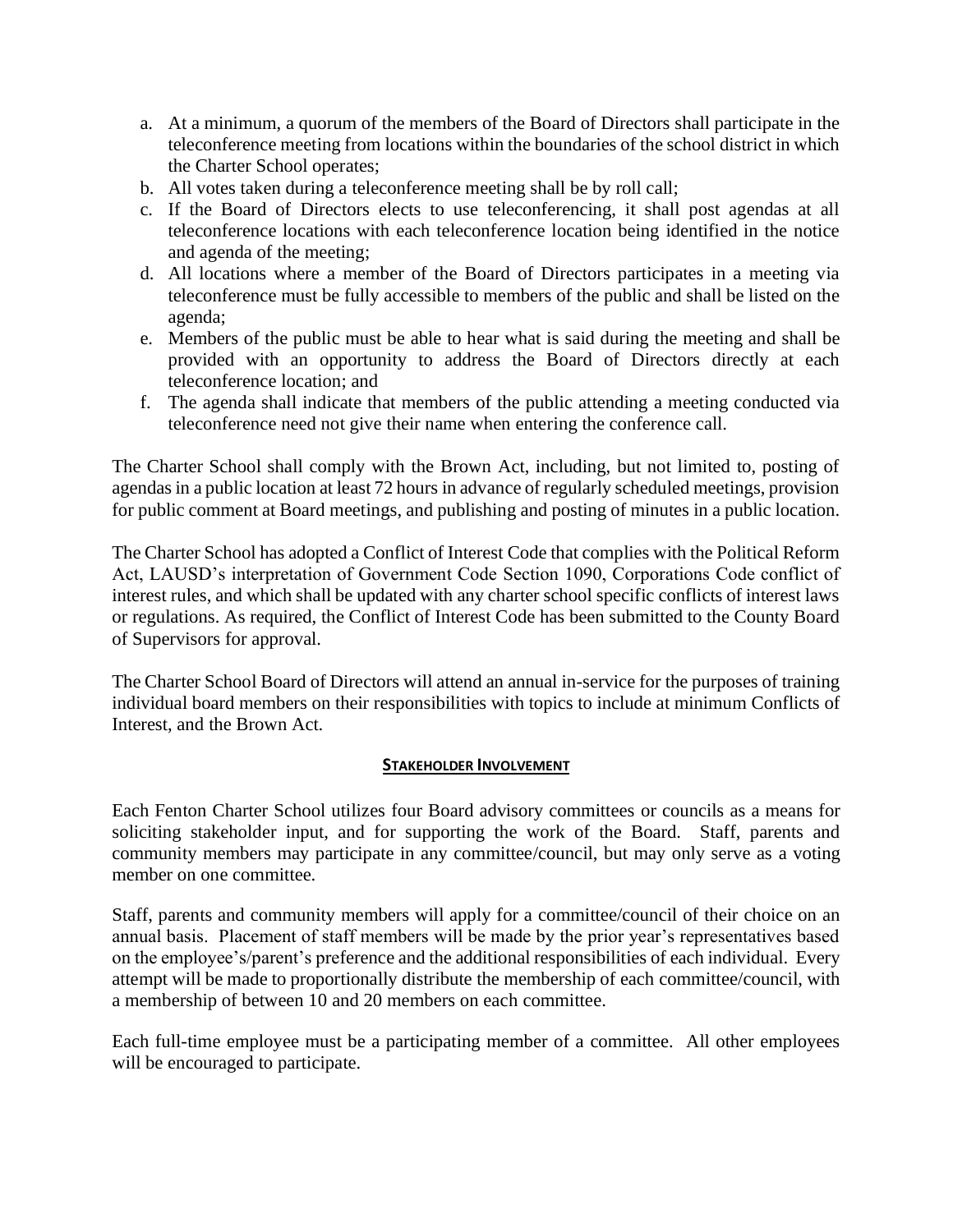a. At a minimum, a quorum of the members of the Board of Directors shall participate in the teleconference meeting from locations within the boundaries of the school district in which the Charter School operates;
b. All votes taken during a teleconference meeting shall be by roll call;
c. If the Board of Directors elects to use teleconferencing, it shall post agendas at all teleconference locations with each teleconference location being identified in the notice and agenda of the meeting;
d. All locations where a member of the Board of Directors participates in a meeting via teleconference must be fully accessible to members of the public and shall be listed on the agenda;
e. Members of the public must be able to hear what is said during the meeting and shall be provided with an opportunity to address the Board of Directors directly at each teleconference location; and
f. The agenda shall indicate that members of the public attending a meeting conducted via teleconference need not give their name when entering the conference call.

The Charter School shall comply with the Brown Act, including, but not limited to, posting of agendas in a public location at least 72 hours in advance of regularly scheduled meetings, provision for public comment at Board meetings, and publishing and posting of minutes in a public location.

The Charter School has adopted a Conflict of Interest Code that complies with the Political Reform Act, LAUSD's interpretation of Government Code Section 1090, Corporations Code conflict of interest rules, and which shall be updated with any charter school specific conflicts of interest laws or regulations. As required, the Conflict of Interest Code has been submitted to the County Board of Supervisors for approval.

The Charter School Board of Directors will attend an annual in-service for the purposes of training individual board members on their responsibilities with topics to include at minimum Conflicts of Interest, and the Brown Act.

## STAKEHOLDER INVOLVEMENT

Each Fenton Charter School utilizes four Board advisory committees or councils as a means for soliciting stakeholder input, and for supporting the work of the Board. Staff, parents and community members may participate in any committee/council, but may only serve as a voting member on one committee.

Staff, parents and community members will apply for a committee/council of their choice on an annual basis. Placement of staff members will be made by the prior year's representatives based on the employee's/parent's preference and the additional responsibilities of each individual. Every attempt will be made to proportionally distribute the membership of each committee/council, with a membership of between 10 and 20 members on each committee.

Each full-time employee must be a participating member of a committee. All other employees will be encouraged to participate.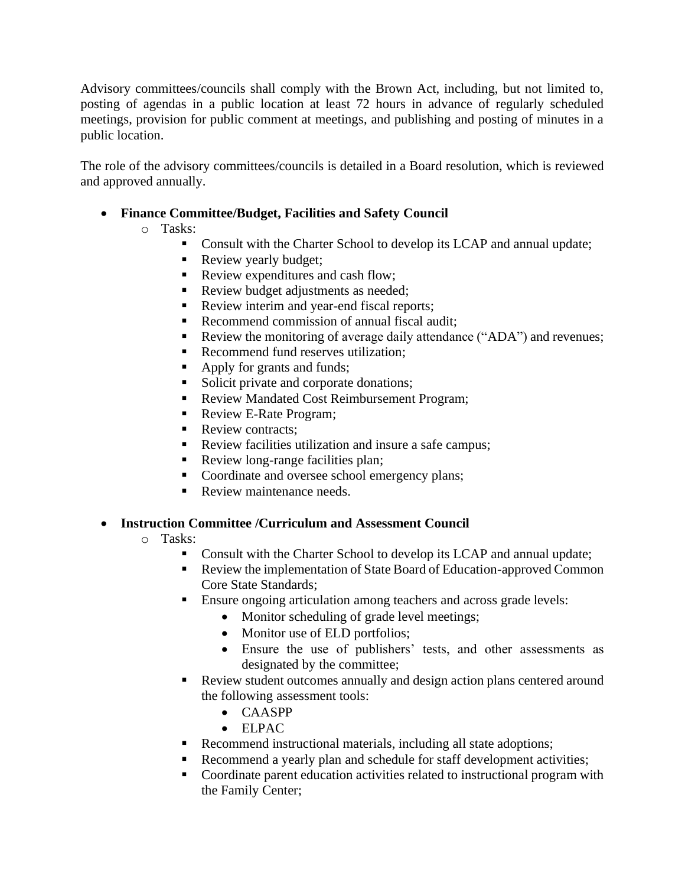Advisory committees/councils shall comply with the Brown Act, including, but not limited to, posting of agendas in a public location at least 72 hours in advance of regularly scheduled meetings, provision for public comment at meetings, and publishing and posting of minutes in a public location.

The role of the advisory committees/councils is detailed in a Board resolution, which is reviewed and approved annually.

- **Finance Committee/Budget, Facilities and Safety Council**
  - Tasks:
    - Consult with the Charter School to develop its LCAP and annual update;
    - Review yearly budget;
    - Review expenditures and cash flow;
    - Review budget adjustments as needed;
    - Review interim and year-end fiscal reports;
    - Recommend commission of annual fiscal audit;
    - Review the monitoring of average daily attendance ("ADA") and revenues;
    - Recommend fund reserves utilization;
    - Apply for grants and funds;
    - Solicit private and corporate donations;
    - Review Mandated Cost Reimbursement Program;
    - Review E-Rate Program;
    - Review contracts;
    - Review facilities utilization and insure a safe campus;
    - Review long-range facilities plan;
    - Coordinate and oversee school emergency plans;
    - Review maintenance needs.

- **Instruction Committee /Curriculum and Assessment Council**
  - Tasks:
    - Consult with the Charter School to develop its LCAP and annual update;
    - Review the implementation of State Board of Education-approved Common Core State Standards;
    - Ensure ongoing articulation among teachers and across grade levels:
      - Monitor scheduling of grade level meetings;
      - Monitor use of ELD portfolios;
      - Ensure the use of publishers' tests, and other assessments as designated by the committee;
    - Review student outcomes annually and design action plans centered around the following assessment tools:
      - CAASPP
      - ELPAC
    - Recommend instructional materials, including all state adoptions;
    - Recommend a yearly plan and schedule for staff development activities;
    - Coordinate parent education activities related to instructional program with the Family Center;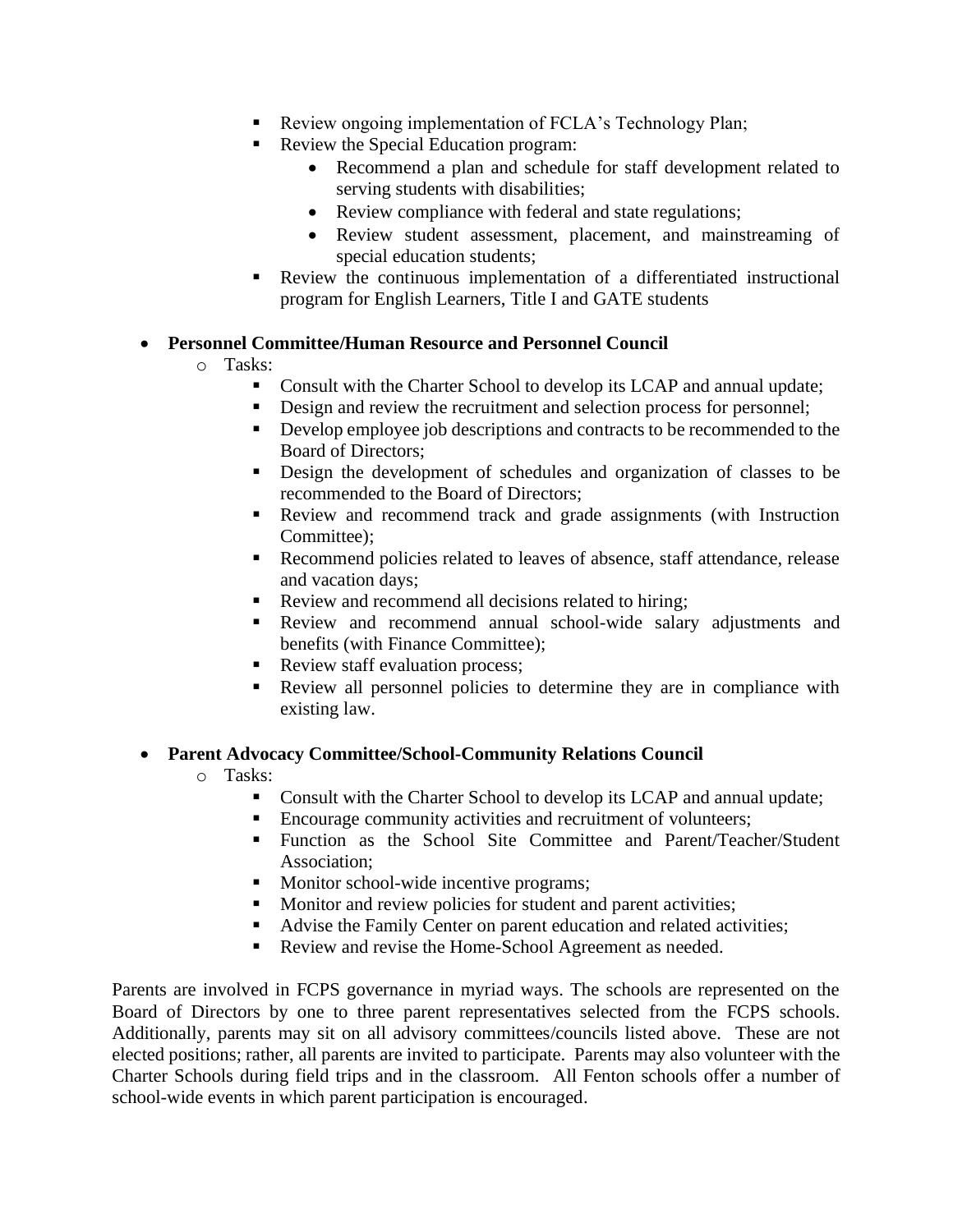- Review ongoing implementation of FCLA's Technology Plan;
        - Review the Special Education program:
            - Recommend a plan and schedule for staff development related to serving students with disabilities;
            - Review compliance with federal and state regulations;
            - Review student assessment, placement, and mainstreaming of special education students;
        - Review the continuous implementation of a differentiated instructional program for English Learners, Title I and GATE students

- **Personnel Committee/Human Resource and Personnel Council**
    - Tasks:
        - Consult with the Charter School to develop its LCAP and annual update;
        - Design and review the recruitment and selection process for personnel;
        - Develop employee job descriptions and contracts to be recommended to the Board of Directors;
        - Design the development of schedules and organization of classes to be recommended to the Board of Directors;
        - Review and recommend track and grade assignments (with Instruction Committee);
        - Recommend policies related to leaves of absence, staff attendance, release and vacation days;
        - Review and recommend all decisions related to hiring;
        - Review and recommend annual school-wide salary adjustments and benefits (with Finance Committee);
        - Review staff evaluation process;
        - Review all personnel policies to determine they are in compliance with existing law.

- **Parent Advocacy Committee/School-Community Relations Council**
    - Tasks:
        - Consult with the Charter School to develop its LCAP and annual update;
        - Encourage community activities and recruitment of volunteers;
        - Function as the School Site Committee and Parent/Teacher/Student Association;
        - Monitor school-wide incentive programs;
        - Monitor and review policies for student and parent activities;
        - Advise the Family Center on parent education and related activities;
        - Review and revise the Home-School Agreement as needed.

Parents are involved in FCPS governance in myriad ways. The schools are represented on the Board of Directors by one to three parent representatives selected from the FCPS schools. Additionally, parents may sit on all advisory committees/councils listed above. These are not elected positions; rather, all parents are invited to participate. Parents may also volunteer with the Charter Schools during field trips and in the classroom. All Fenton schools offer a number of school-wide events in which parent participation is encouraged.